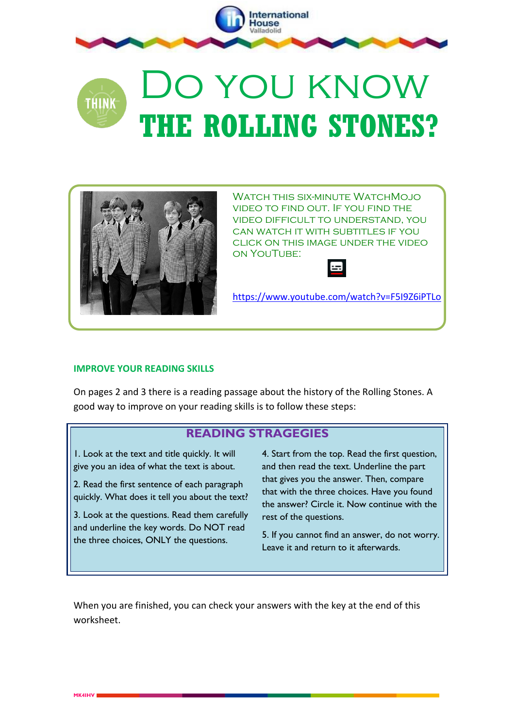# Do you know THE ROLLING STONES?

Watch this six-minute WatchMojo video to find out. If you find the video difficult to understand, you can watch it with subtitles if you click on this image under the video on YouTube:

https://www.youtube.com/watch?v=F5I9Z6iPTLo

**IMPROVE YOUR READING SKILLS**

On pages 2 and 3 there is a reading passage about the history of the Rolling Stones. A good way to improve on your reading skills is to follow these steps:

## READING STRAGEGIES

1. Look at the text and title quickly. It will give you an idea of what the text is about.

2. Read the first sentence of each paragraph quickly. What does it tell you about the text?

3. Look at the questions. Read them carefully and underline the key words. Do NOT read the three choices, ONLY the questions.

4. Start from the top. Read the first question, and then read the text. Underline the part that gives you the answer. Then, compare that with the three choices. Have you found the answer? Circle it. Now continue with the rest of the questions.

5. If you cannot find an answer, do not worry. Leave it and return to it afterwards.

When you are finished, you can check your answers with the key at the end of this worksheet.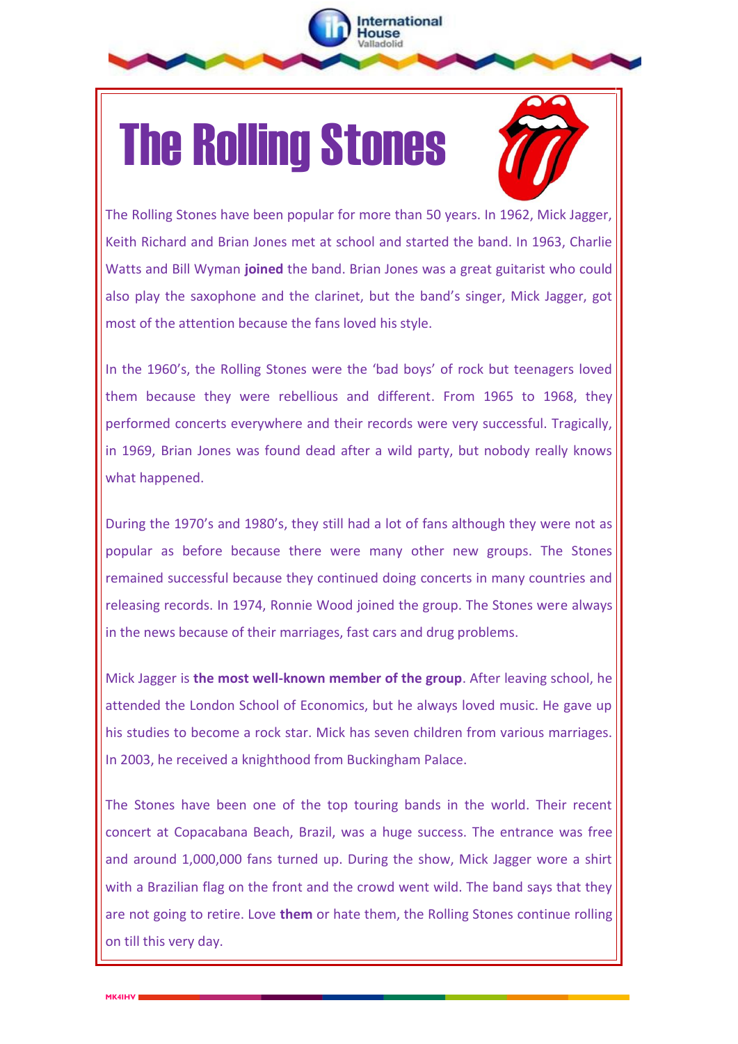# The Rolling Stones

The Rolling Stones have been popular for more than 50 years. In 1962, Mick Jagger, Keith Richard and Brian Jones met at school and started the band. In 1963, Charlie Watts and Bill Wyman **joined** the band. Brian Jones was a great guitarist who could also play the saxophone and the clarinet, but the band's singer, Mick Jagger, got most of the attention because the fans loved his style.

In the 1960's, the Rolling Stones were the 'bad boys' of rock but teenagers loved them because they were rebellious and different. From 1965 to 1968, they performed concerts everywhere and their records were very successful. Tragically, in 1969, Brian Jones was found dead after a wild party, but nobody really knows what happened.

During the 1970's and 1980's, they still had a lot of fans although they were not as popular as before because there were many other new groups. The Stones remained successful because they continued doing concerts in many countries and releasing records. In 1974, Ronnie Wood joined the group. The Stones were always in the news because of their marriages, fast cars and drug problems.

Mick Jagger is **the most well-known member of the group**. After leaving school, he attended the London School of Economics, but he always loved music. He gave up his studies to become a rock star. Mick has seven children from various marriages. In 2003, he received a knighthood from Buckingham Palace.

The Stones have been one of the top touring bands in the world. Their recent concert at Copacabana Beach, Brazil, was a huge success. The entrance was free and around 1,000,000 fans turned up. During the show, Mick Jagger wore a shirt with a Brazilian flag on the front and the crowd went wild. The band says that they are not going to retire. Love **them** or hate them, the Rolling Stones continue rolling on till this very day.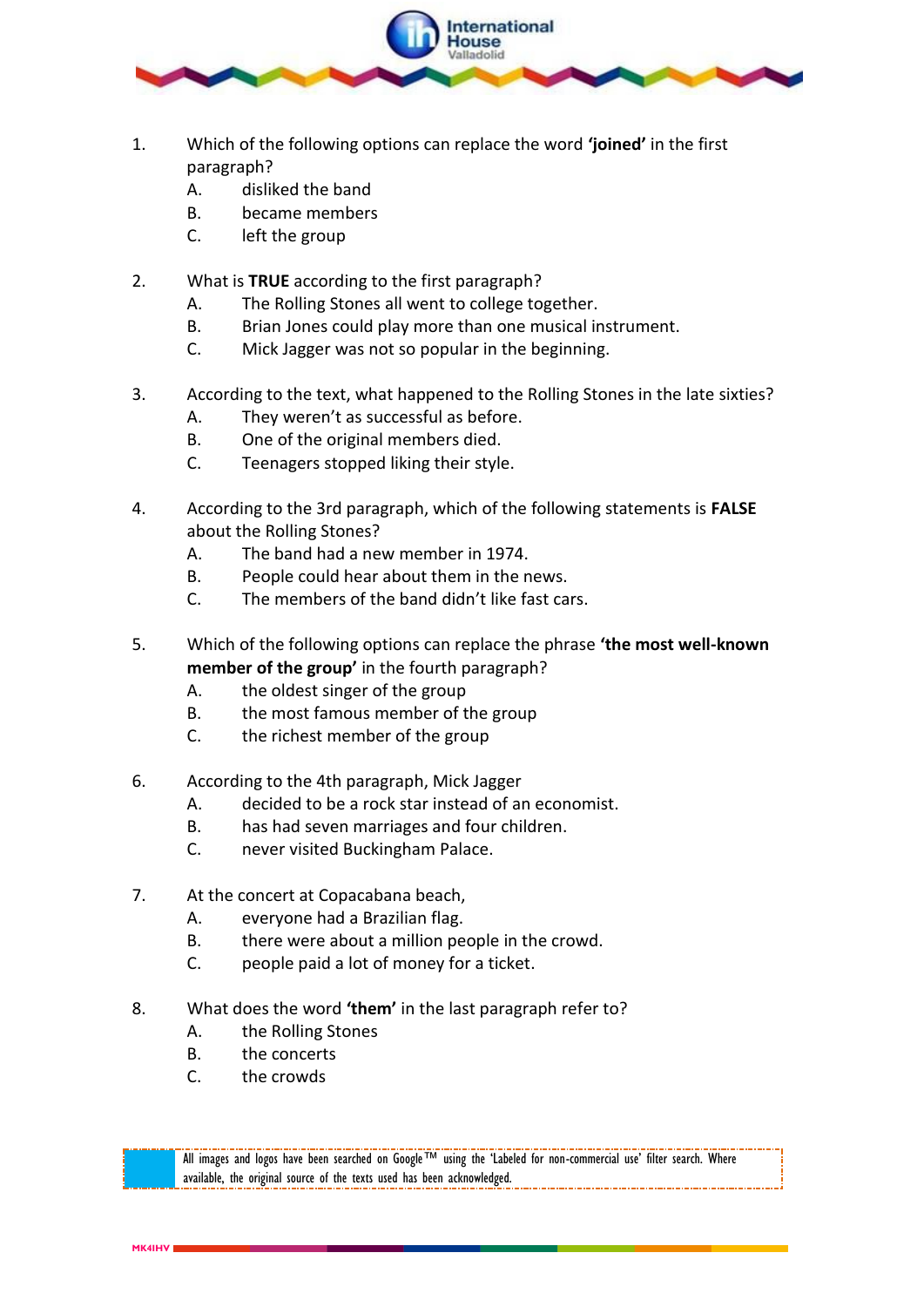1. Which of the following options can replace the word **'joined'** in the first paragraph?
   A. disliked the band
   B. became members
   C. left the group

2. What is **TRUE** according to the first paragraph?
   A. The Rolling Stones all went to college together.
   B. Brian Jones could play more than one musical instrument.
   C. Mick Jagger was not so popular in the beginning.

3. According to the text, what happened to the Rolling Stones in the late sixties?
   A. They weren't as successful as before.
   B. One of the original members died.
   C. Teenagers stopped liking their style.

4. According to the 3rd paragraph, which of the following statements is **FALSE** about the Rolling Stones?
   A. The band had a new member in 1974.
   B. People could hear about them in the news.
   C. The members of the band didn't like fast cars.

5. Which of the following options can replace the phrase **'the most well-known member of the group'** in the fourth paragraph?
   A. the oldest singer of the group
   B. the most famous member of the group
   C. the richest member of the group

6. According to the 4th paragraph, Mick Jagger
   A. decided to be a rock star instead of an economist.
   B. has had seven marriages and four children.
   C. never visited Buckingham Palace.

7. At the concert at Copacabana beach,
   A. everyone had a Brazilian flag.
   B. there were about a million people in the crowd.
   C. people paid a lot of money for a ticket.

8. What does the word **'them'** in the last paragraph refer to?
   A. the Rolling Stones
   B. the concerts
   C. the crowds

All images and logos have been searched on Google™ using the 'Labeled for non-commercial use' filter search. Where available, the original source of the texts used has been acknowledged.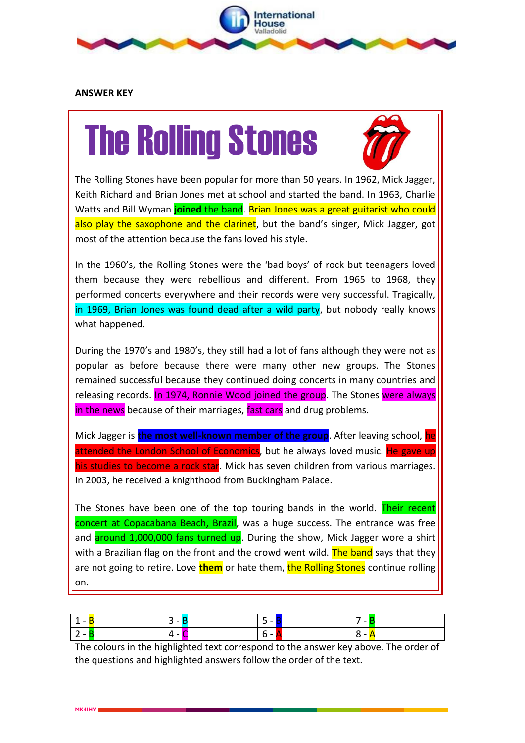**ANSWER KEY**

# The Rolling Stones

The Rolling Stones have been popular for more than 50 years. In 1962, Mick Jagger, Keith Richard and Brian Jones met at school and started the band. In 1963, Charlie Watts and Bill Wyman **joined** the band. Brian Jones was a great guitarist who could also play the saxophone and the clarinet, but the band's singer, Mick Jagger, got most of the attention because the fans loved his style.

In the 1960's, the Rolling Stones were the 'bad boys' of rock but teenagers loved them because they were rebellious and different. From 1965 to 1968, they performed concerts everywhere and their records were very successful. Tragically, in 1969, Brian Jones was found dead after a wild party, but nobody really knows what happened.

During the 1970's and 1980's, they still had a lot of fans although they were not as popular as before because there were many other new groups. The Stones remained successful because they continued doing concerts in many countries and releasing records. In 1974, Ronnie Wood joined the group. The Stones were always in the news because of their marriages, fast cars and drug problems.

Mick Jagger is **the most well-known member of the group**. After leaving school, he attended the London School of Economics, but he always loved music. He gave up his studies to become a rock star. Mick has seven children from various marriages. In 2003, he received a knighthood from Buckingham Palace.

The Stones have been one of the top touring bands in the world. Their recent concert at Copacabana Beach, Brazil, was a huge success. The entrance was free and around 1,000,000 fans turned up. During the show, Mick Jagger wore a shirt with a Brazilian flag on the front and the crowd went wild. The band says that they are not going to retire. Love **them** or hate them, the Rolling Stones continue rolling on.

| | | | |
|---|---|---|---|
| 1 - B | 3 - B | 5 - B | 7 - B |
| 2 - B | 4 - C | 6 - A | 8 - A |

The colours in the highlighted text correspond to the answer key above. The order of the questions and highlighted answers follow the order of the text.